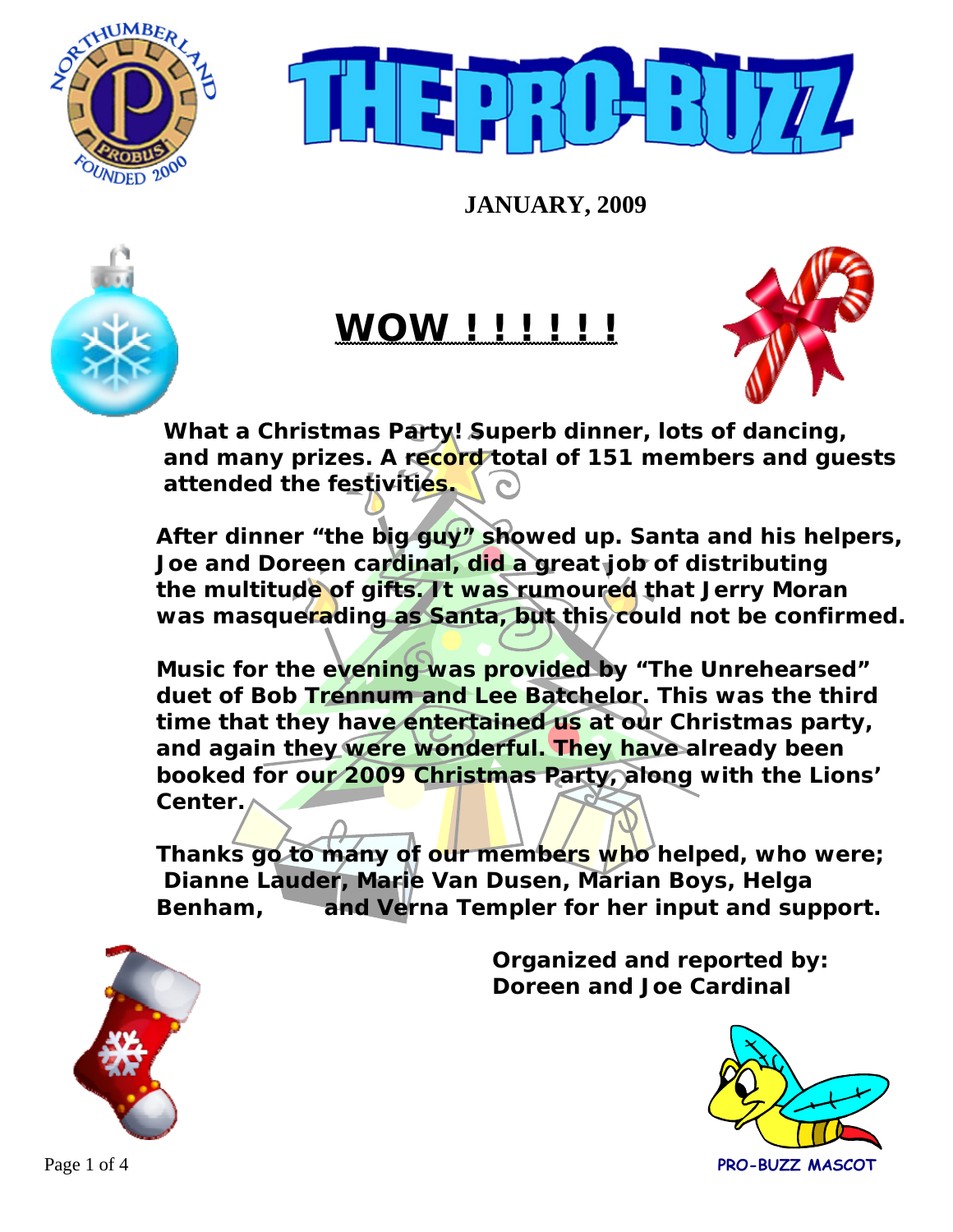# THE PRO-BUZZ

**JANUARY, 2009**

## WOW ! ! ! ! ! !

**What a Christmas Party! Superb dinner, lots of dancing, and many prizes. A record total of 151 members and guests attended the festivities.**

**After dinner "the big guy" showed up. Santa and his helpers, Joe and Doreen cardinal, did a great job of distributing the multitude of gifts. It was rumoured that Jerry Moran was masquerading as Santa, but this could not be confirmed.**

**Music for the evening was provided by "The Unrehearsed" duet of Bob Trennum and Lee Batchelor. This was the third time that they have entertained us at our Christmas party, and again they were wonderful. They have already been booked for our 2009 Christmas Party, along with the Lions' Center.**

**Thanks go to many of our members who helped, who were; Dianne Lauder, Marie Van Dusen, Marian Boys, Helga Benham, and Verna Templer for her input and support.**

**Organized and reported by:**
**Doreen and Joe Cardinal**

**PRO-BUZZ MASCOT**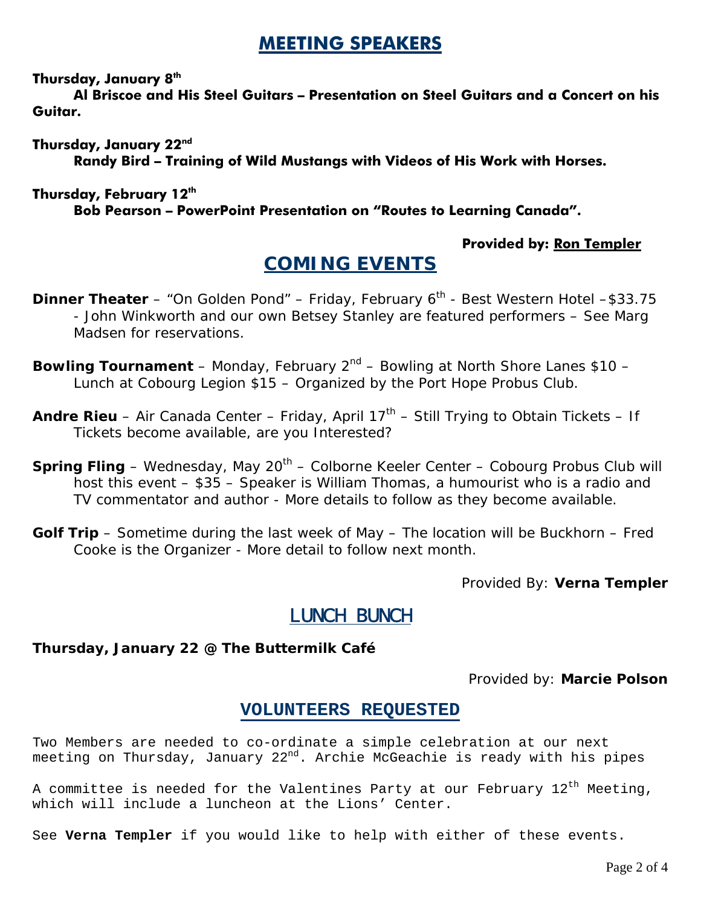## MEETING SPEAKERS

**Thursday, January 8th**

**Al Briscoe and His Steel Guitars – Presentation on Steel Guitars and a Concert on his Guitar.**

**Thursday, January 22nd**

**Randy Bird – Training of Wild Mustangs with Videos of His Work with Horses.**

**Thursday, February 12th**

**Bob Pearson – PowerPoint Presentation on "Routes to Learning Canada".**

**Provided by: Ron Templer**

## COMING EVENTS

**Dinner Theater** – "On Golden Pond" – Friday, February 6th - Best Western Hotel –$33.75 - John Winkworth and our own Betsey Stanley are featured performers – See Marg Madsen for reservations.

**Bowling Tournament** – Monday, February 2nd – Bowling at North Shore Lanes $10 – Lunch at Cobourg Legion $15 – Organized by the Port Hope Probus Club.

**Andre Rieu** – Air Canada Center – Friday, April 17th – Still Trying to Obtain Tickets – If Tickets become available, are you Interested?

**Spring Fling** – Wednesday, May 20th – Colborne Keeler Center – Cobourg Probus Club will host this event – $35 – Speaker is William Thomas, a humourist who is a radio and TV commentator and author - More details to follow as they become available.

**Golf Trip** – Sometime during the last week of May – The location will be Buckhorn – Fred Cooke is the Organizer - More detail to follow next month.

Provided By: **Verna Templer**

## LUNCH BUNCH

**Thursday, January 22 @ The Buttermilk Café**

Provided by: **Marcie Polson**

## VOLUNTEERS REQUESTED

Two Members are needed to co-ordinate a simple celebration at our next meeting on Thursday, January 22nd. Archie McGeachie is ready with his pipes

A committee is needed for the Valentines Party at our February 12th Meeting, which will include a luncheon at the Lions' Center.

See **Verna Templer** if you would like to help with either of these events.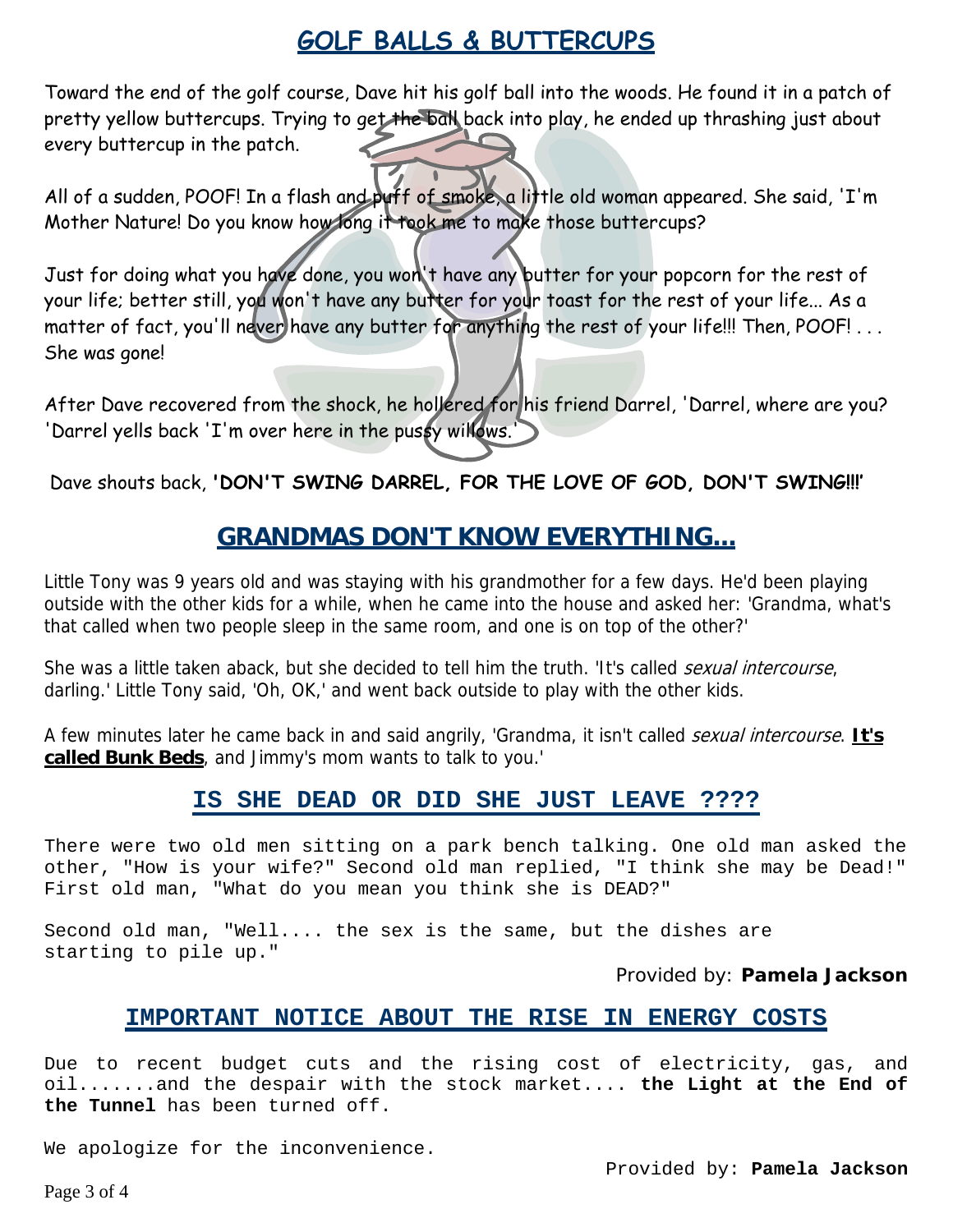## GOLF BALLS & BUTTERCUPS

Toward the end of the golf course, Dave hit his golf ball into the woods. He found it in a patch of pretty yellow buttercups. Trying to get the ball back into play, he ended up thrashing just about every buttercup in the patch.

All of a sudden, POOF! In a flash and puff of smoke, a little old woman appeared. She said, 'I'm Mother Nature! Do you know how long it took me to make those buttercups?

Just for doing what you have done, you won't have any butter for your popcorn for the rest of your life; better still, you won't have any butter for your toast for the rest of your life... As a matter of fact, you'll never have any butter for anything the rest of your life!!! Then, POOF! . . . She was gone!

After Dave recovered from the shock, he hollered for his friend Darrel, 'Darrel, where are you? 'Darrel yells back 'I'm over here in the pussy willows.'

Dave shouts back, **'DON'T SWING DARREL, FOR THE LOVE OF GOD, DON'T SWING!!!'**

## GRANDMAS DON'T KNOW EVERYTHING...

Little Tony was 9 years old and was staying with his grandmother for a few days. He'd been playing outside with the other kids for a while, when he came into the house and asked her: 'Grandma, what's that called when two people sleep in the same room, and one is on top of the other?'

She was a little taken aback, but she decided to tell him the truth. 'It's called *sexual intercourse*, darling.' Little Tony said, 'Oh, OK,' and went back outside to play with the other kids.

A few minutes later he came back in and said angrily, 'Grandma, it isn't called *sexual intercourse*. **It's called Bunk Beds**, and Jimmy's mom wants to talk to you.'

## IS SHE DEAD OR DID SHE JUST LEAVE ????

There were two old men sitting on a park bench talking. One old man asked the other, "How is your wife?" Second old man replied, "I think she may be Dead!" First old man, "What do you mean you think she is DEAD?"

Second old man, "Well.... the sex is the same, but the dishes are starting to pile up."

Provided by: **Pamela Jackson**

## IMPORTANT NOTICE ABOUT THE RISE IN ENERGY COSTS

Due to recent budget cuts and the rising cost of electricity, gas, and oil.......and the despair with the stock market.... **the Light at the End of the Tunnel** has been turned off.

We apologize for the inconvenience.

Provided by: **Pamela Jackson**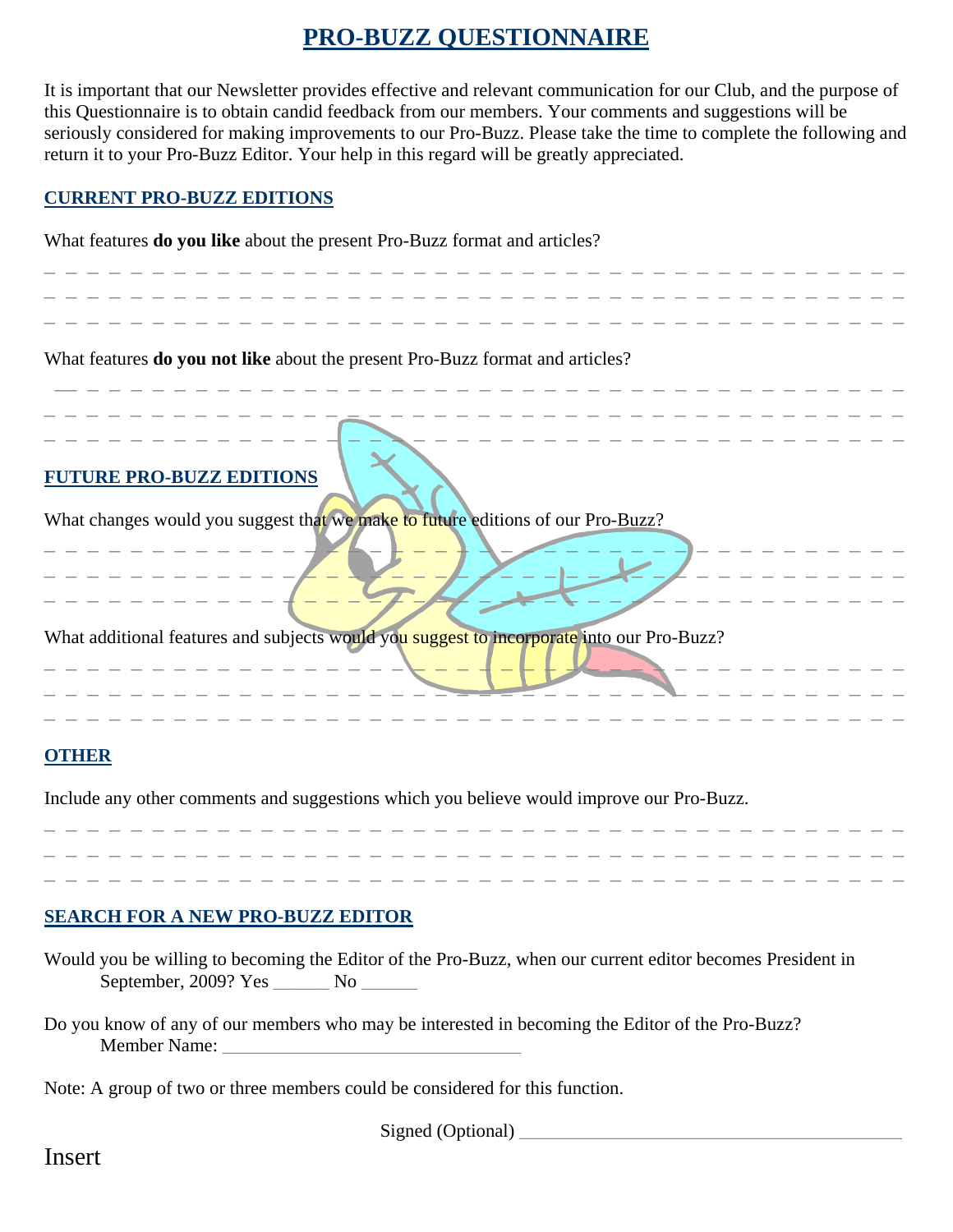# PRO-BUZZ QUESTIONNAIRE

It is important that our Newsletter provides effective and relevant communication for our Club, and the purpose of this Questionnaire is to obtain candid feedback from our members. Your comments and suggestions will be seriously considered for making improvements to our Pro-Buzz. Please take the time to complete the following and return it to your Pro-Buzz Editor. Your help in this regard will be greatly appreciated.

## CURRENT PRO-BUZZ EDITIONS

What features **do you like** about the present Pro-Buzz format and articles?

_ _ _ _ _ _ _ _ _ _ _ _ _ _ _ _ _ _ _ _ _ _ _ _ _ _ _ _ _ _ _ _ _ _ _ _ _ _ _ _ _ _ _ _ _ _ _ _

_ _ _ _ _ _ _ _ _ _ _ _ _ _ _ _ _ _ _ _ _ _ _ _ _ _ _ _ _ _ _ _ _ _ _ _ _ _ _ _ _ _ _ _ _ _ _ _

_ _ _ _ _ _ _ _ _ _ _ _ _ _ _ _ _ _ _ _ _ _ _ _ _ _ _ _ _ _ _ _ _ _ _ _ _ _ _ _ _ _ _ _ _ _ _ _

What features **do you not like** about the present Pro-Buzz format and articles?

_ _ _ _ _ _ _ _ _ _ _ _ _ _ _ _ _ _ _ _ _ _ _ _ _ _ _ _ _ _ _ _ _ _ _ _ _ _ _ _ _ _ _ _ _ _ _ _

_ _ _ _ _ _ _ _ _ _ _ _ _ _ _ _ _ _ _ _ _ _ _ _ _ _ _ _ _ _ _ _ _ _ _ _ _ _ _ _ _ _ _ _ _ _ _ _

_ _ _ _ _ _ _ _ _ _ _ _ _ _ _ _ _ _ _ _ _ _ _ _ _ _ _ _ _ _ _ _ _ _ _ _ _ _ _ _ _ _ _ _ _ _ _ _

## FUTURE PRO-BUZZ EDITIONS

What changes would you suggest that we make to future editions of our Pro-Buzz?

_ _ _ _ _ _ _ _ _ _ _ _ _ _ _ _ _ _ _ _ _ _ _ _ _ _ _ _ _ _ _ _ _ _ _ _ _ _ _ _ _ _ _ _ _ _ _ _

_ _ _ _ _ _ _ _ _ _ _ _ _ _ _ _ _ _ _ _ _ _ _ _ _ _ _ _ _ _ _ _ _ _ _ _ _ _ _ _ _ _ _ _ _ _ _ _

_ _ _ _ _ _ _ _ _ _ _ _ _ _ _ _ _ _ _ _ _ _ _ _ _ _ _ _ _ _ _ _ _ _ _ _ _ _ _ _ _ _ _ _ _ _ _ _

What additional features and subjects would you suggest to incorporate into our Pro-Buzz?

_ _ _ _ _ _ _ _ _ _ _ _ _ _ _ _ _ _ _ _ _ _ _ _ _ _ _ _ _ _ _ _ _ _ _ _ _ _ _ _ _ _ _ _ _ _ _ _

_ _ _ _ _ _ _ _ _ _ _ _ _ _ _ _ _ _ _ _ _ _ _ _ _ _ _ _ _ _ _ _ _ _ _ _ _ _ _ _ _ _ _ _ _ _ _ _

_ _ _ _ _ _ _ _ _ _ _ _ _ _ _ _ _ _ _ _ _ _ _ _ _ _ _ _ _ _ _ _ _ _ _ _ _ _ _ _ _ _ _ _ _ _ _ _

## OTHER

Include any other comments and suggestions which you believe would improve our Pro-Buzz.

_ _ _ _ _ _ _ _ _ _ _ _ _ _ _ _ _ _ _ _ _ _ _ _ _ _ _ _ _ _ _ _ _ _ _ _ _ _ _ _ _ _ _ _ _ _ _ _

_ _ _ _ _ _ _ _ _ _ _ _ _ _ _ _ _ _ _ _ _ _ _ _ _ _ _ _ _ _ _ _ _ _ _ _ _ _ _ _ _ _ _ _ _ _ _ _

_ _ _ _ _ _ _ _ _ _ _ _ _ _ _ _ _ _ _ _ _ _ _ _ _ _ _ _ _ _ _ _ _ _ _ _ _ _ _ _ _ _ _ _ _ _ _ _

## SEARCH FOR A NEW PRO-BUZZ EDITOR

Would you be willing to becoming the Editor of the Pro-Buzz, when our current editor becomes President in September, 2009? Yes ______ No ______

Do you know of any of our members who may be interested in becoming the Editor of the Pro-Buzz?
Member Name: ________________________________

Note: A group of two or three members could be considered for this function.

Signed (Optional) __________________________________________

Insert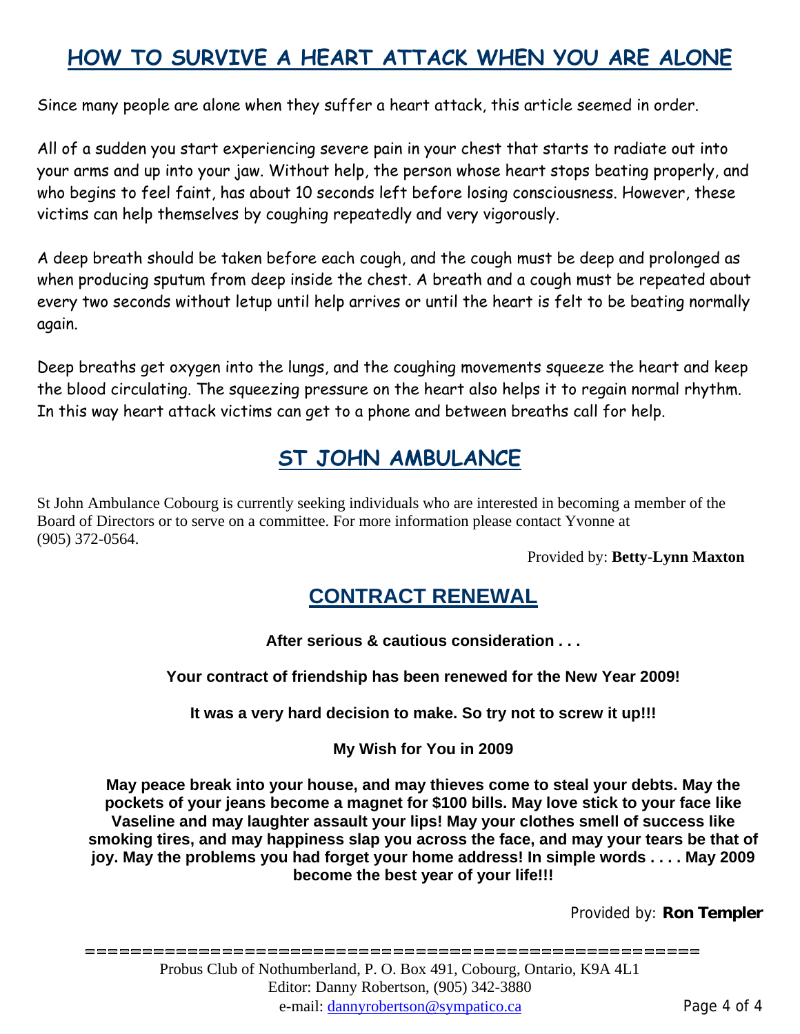## HOW TO SURVIVE A HEART ATTACK WHEN YOU ARE ALONE

Since many people are alone when they suffer a heart attack, this article seemed in order.

All of a sudden you start experiencing severe pain in your chest that starts to radiate out into your arms and up into your jaw. Without help, the person whose heart stops beating properly, and who begins to feel faint, has about 10 seconds left before losing consciousness. However, these victims can help themselves by coughing repeatedly and very vigorously.

A deep breath should be taken before each cough, and the cough must be deep and prolonged as when producing sputum from deep inside the chest. A breath and a cough must be repeated about every two seconds without letup until help arrives or until the heart is felt to be beating normally again.

Deep breaths get oxygen into the lungs, and the coughing movements squeeze the heart and keep the blood circulating. The squeezing pressure on the heart also helps it to regain normal rhythm. In this way heart attack victims can get to a phone and between breaths call for help.

## ST JOHN AMBULANCE

St John Ambulance Cobourg is currently seeking individuals who are interested in becoming a member of the Board of Directors or to serve on a committee. For more information please contact Yvonne at (905) 372-0564.

Provided by: **Betty-Lynn Maxton**

## CONTRACT RENEWAL

**After serious & cautious consideration . . .**

**Your contract of friendship has been renewed for the New Year 2009!**

**It was a very hard decision to make. So try not to screw it up!!!**

**My Wish for You in 2009**

**May peace break into your house, and may thieves come to steal your debts. May the pockets of your jeans become a magnet for $100 bills. May love stick to your face like Vaseline and may laughter assault your lips! May your clothes smell of success like smoking tires, and may happiness slap you across the face, and may your tears be that of joy. May the problems you had forget your home address! In simple words . . . . May 2009 become the best year of your life!!!**

Provided by: **Ron Templer**